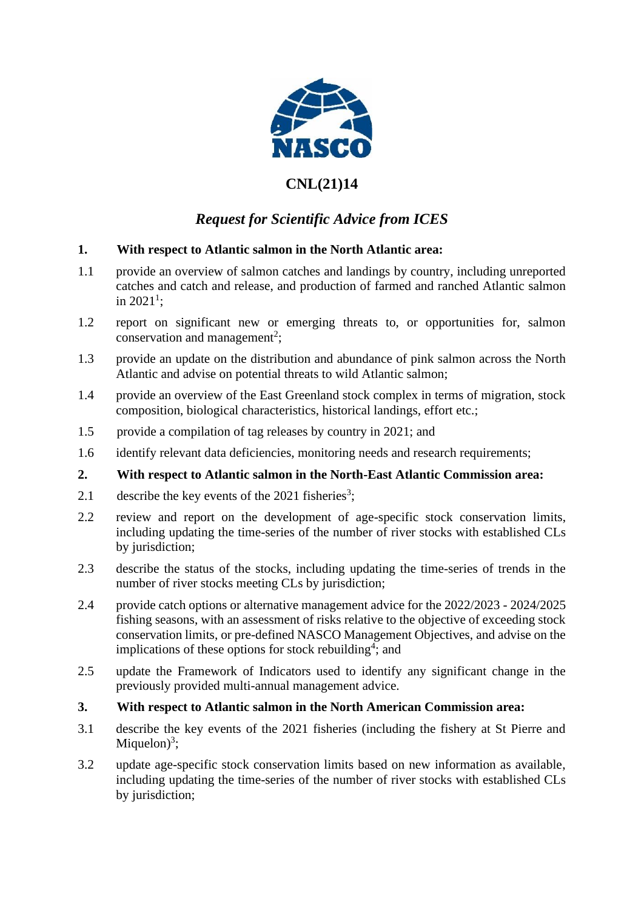# CNL(21)14

## *Request for Scientific Advice from ICES*

**1. With respect to Atlantic salmon in the North Atlantic area:**

1.1 provide an overview of salmon catches and landings by country, including unreported catches and catch and release, and production of farmed and ranched Atlantic salmon in 2021[1];

1.2 report on significant new or emerging threats to, or opportunities for, salmon conservation and management[2];

1.3 provide an update on the distribution and abundance of pink salmon across the North Atlantic and advise on potential threats to wild Atlantic salmon;

1.4 provide an overview of the East Greenland stock complex in terms of migration, stock composition, biological characteristics, historical landings, effort etc.;

1.5 provide a compilation of tag releases by country in 2021; and

1.6 identify relevant data deficiencies, monitoring needs and research requirements;

**2. With respect to Atlantic salmon in the North-East Atlantic Commission area:**

2.1 describe the key events of the 2021 fisheries[3];

2.2 review and report on the development of age-specific stock conservation limits, including updating the time-series of the number of river stocks with established CLs by jurisdiction;

2.3 describe the status of the stocks, including updating the time-series of trends in the number of river stocks meeting CLs by jurisdiction;

2.4 provide catch options or alternative management advice for the 2022/2023 - 2024/2025 fishing seasons, with an assessment of risks relative to the objective of exceeding stock conservation limits, or pre-defined NASCO Management Objectives, and advise on the implications of these options for stock rebuilding[4]; and

2.5 update the Framework of Indicators used to identify any significant change in the previously provided multi-annual management advice.

**3. With respect to Atlantic salmon in the North American Commission area:**

3.1 describe the key events of the 2021 fisheries (including the fishery at St Pierre and Miquelon)[3];

3.2 update age-specific stock conservation limits based on new information as available, including updating the time-series of the number of river stocks with established CLs by jurisdiction;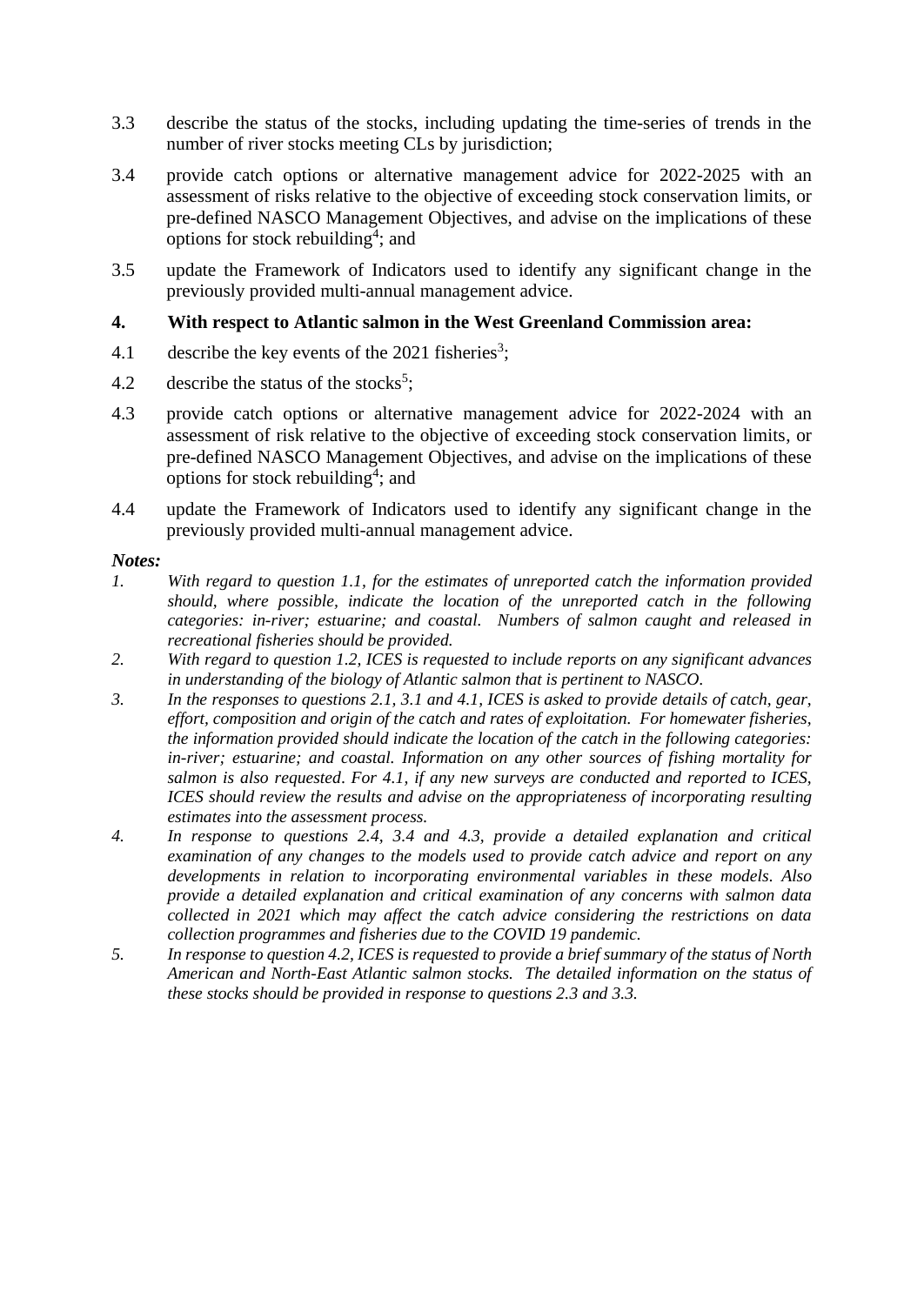3.3 describe the status of the stocks, including updating the time-series of trends in the number of river stocks meeting CLs by jurisdiction;

3.4 provide catch options or alternative management advice for 2022-2025 with an assessment of risks relative to the objective of exceeding stock conservation limits, or pre-defined NASCO Management Objectives, and advise on the implications of these options for stock rebuilding[4]; and

3.5 update the Framework of Indicators used to identify any significant change in the previously provided multi-annual management advice.

**4. With respect to Atlantic salmon in the West Greenland Commission area:**

4.1 describe the key events of the 2021 fisheries[3];

4.2 describe the status of the stocks[5];

4.3 provide catch options or alternative management advice for 2022-2024 with an assessment of risk relative to the objective of exceeding stock conservation limits, or pre-defined NASCO Management Objectives, and advise on the implications of these options for stock rebuilding[4]; and

4.4 update the Framework of Indicators used to identify any significant change in the previously provided multi-annual management advice.

***Notes:***

1. *With regard to question 1.1, for the estimates of unreported catch the information provided should, where possible, indicate the location of the unreported catch in the following categories: in-river; estuarine; and coastal. Numbers of salmon caught and released in recreational fisheries should be provided.*
2. *With regard to question 1.2, ICES is requested to include reports on any significant advances in understanding of the biology of Atlantic salmon that is pertinent to NASCO.*
3. *In the responses to questions 2.1, 3.1 and 4.1, ICES is asked to provide details of catch, gear, effort, composition and origin of the catch and rates of exploitation. For homewater fisheries, the information provided should indicate the location of the catch in the following categories: in-river; estuarine; and coastal. Information on any other sources of fishing mortality for salmon is also requested. For 4.1, if any new surveys are conducted and reported to ICES, ICES should review the results and advise on the appropriateness of incorporating resulting estimates into the assessment process.*
4. *In response to questions 2.4, 3.4 and 4.3, provide a detailed explanation and critical examination of any changes to the models used to provide catch advice and report on any developments in relation to incorporating environmental variables in these models. Also provide a detailed explanation and critical examination of any concerns with salmon data collected in 2021 which may affect the catch advice considering the restrictions on data collection programmes and fisheries due to the COVID 19 pandemic.*
5. *In response to question 4.2, ICES is requested to provide a brief summary of the status of North American and North-East Atlantic salmon stocks. The detailed information on the status of these stocks should be provided in response to questions 2.3 and 3.3.*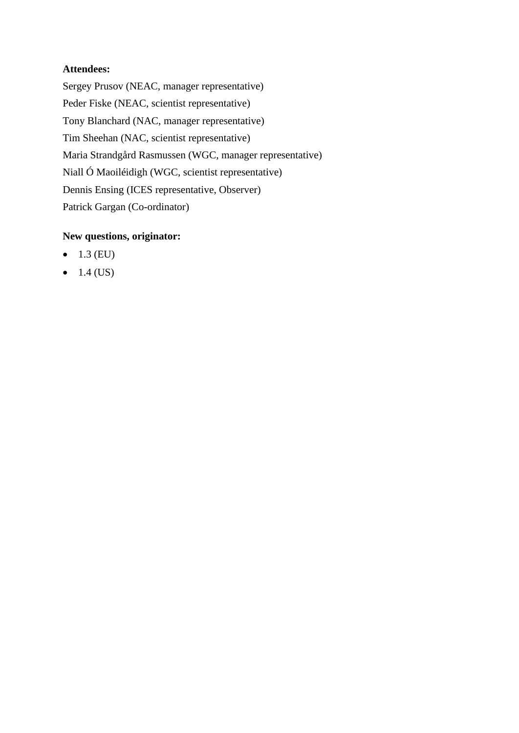**Attendees:**

Sergey Prusov (NEAC, manager representative)

Peder Fiske (NEAC, scientist representative)

Tony Blanchard (NAC, manager representative)

Tim Sheehan (NAC, scientist representative)

Maria Strandgård Rasmussen (WGC, manager representative)

Niall Ó Maoiléidigh (WGC, scientist representative)

Dennis Ensing (ICES representative, Observer)

Patrick Gargan (Co-ordinator)

**New questions, originator:**

- 1.3 (EU)
- 1.4 (US)